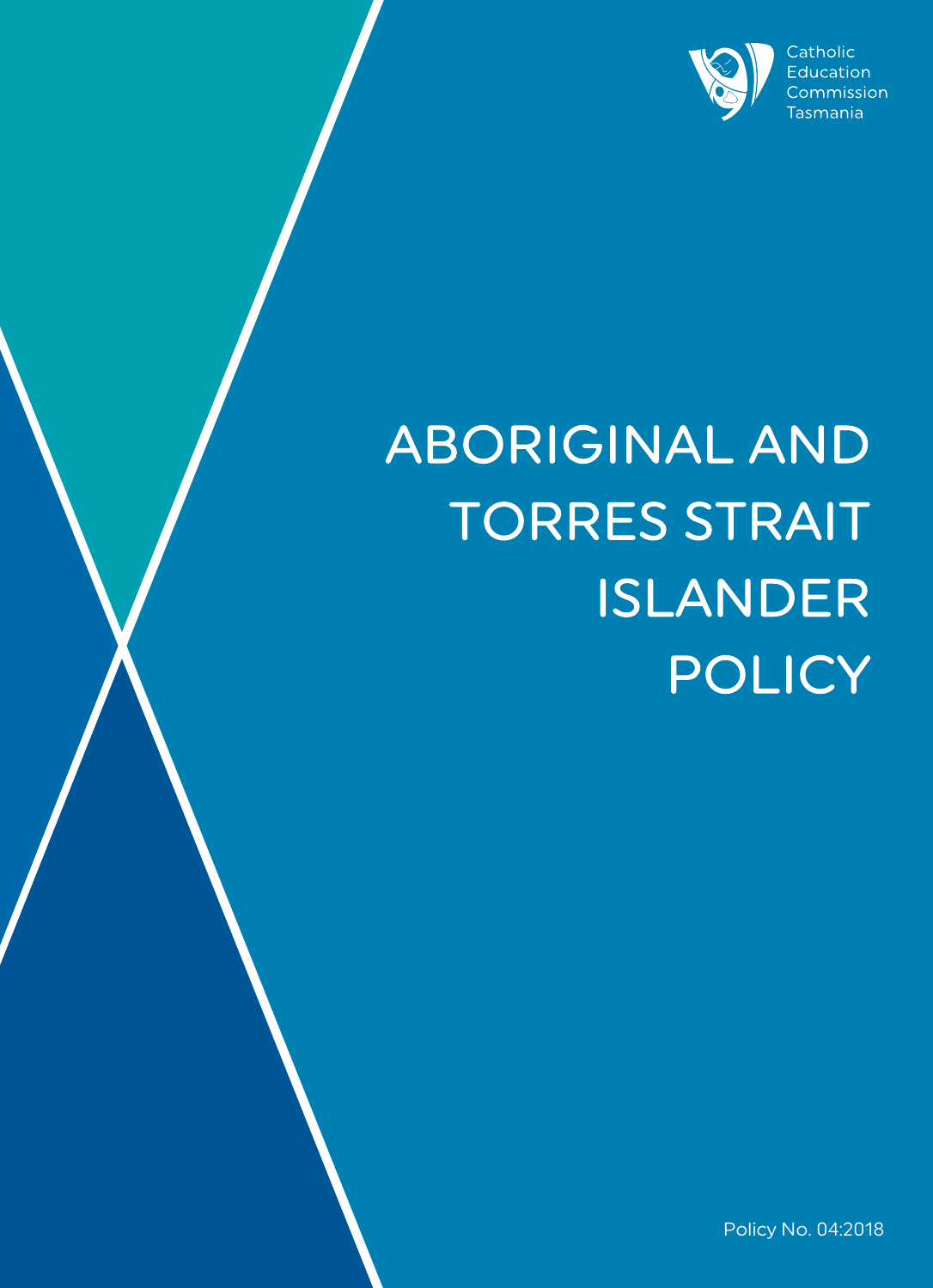Catholic Education Commission Tasmania

# ABORIGINAL AND TORRES STRAIT ISLANDER POLICY

Policy No. 04:2018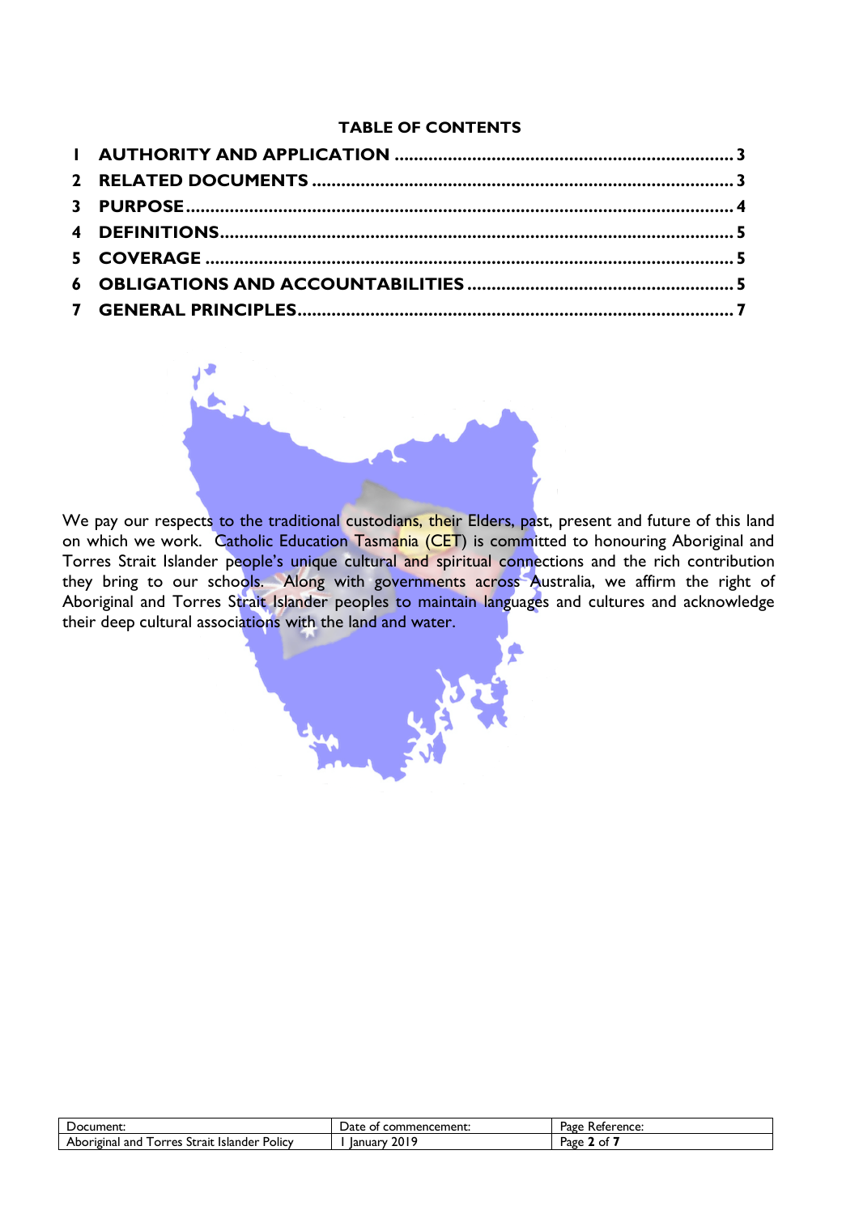**TABLE OF CONTENTS**

1 AUTHORITY AND APPLICATION ..... 3
2 RELATED DOCUMENTS ..... 3
3 PURPOSE ..... 4
4 DEFINITIONS ..... 5
5 COVERAGE ..... 5
6 OBLIGATIONS AND ACCOUNTABILITIES ..... 5
7 GENERAL PRINCIPLES ..... 7

We pay our respects to the traditional custodians, their Elders, past, present and future of this land on which we work. Catholic Education Tasmania (CET) is committed to honouring Aboriginal and Torres Strait Islander people's unique cultural and spiritual connections and the rich contribution they bring to our schools. Along with governments across Australia, we affirm the right of Aboriginal and Torres Strait Islander peoples to maintain languages and cultures and acknowledge their deep cultural associations with the land and water.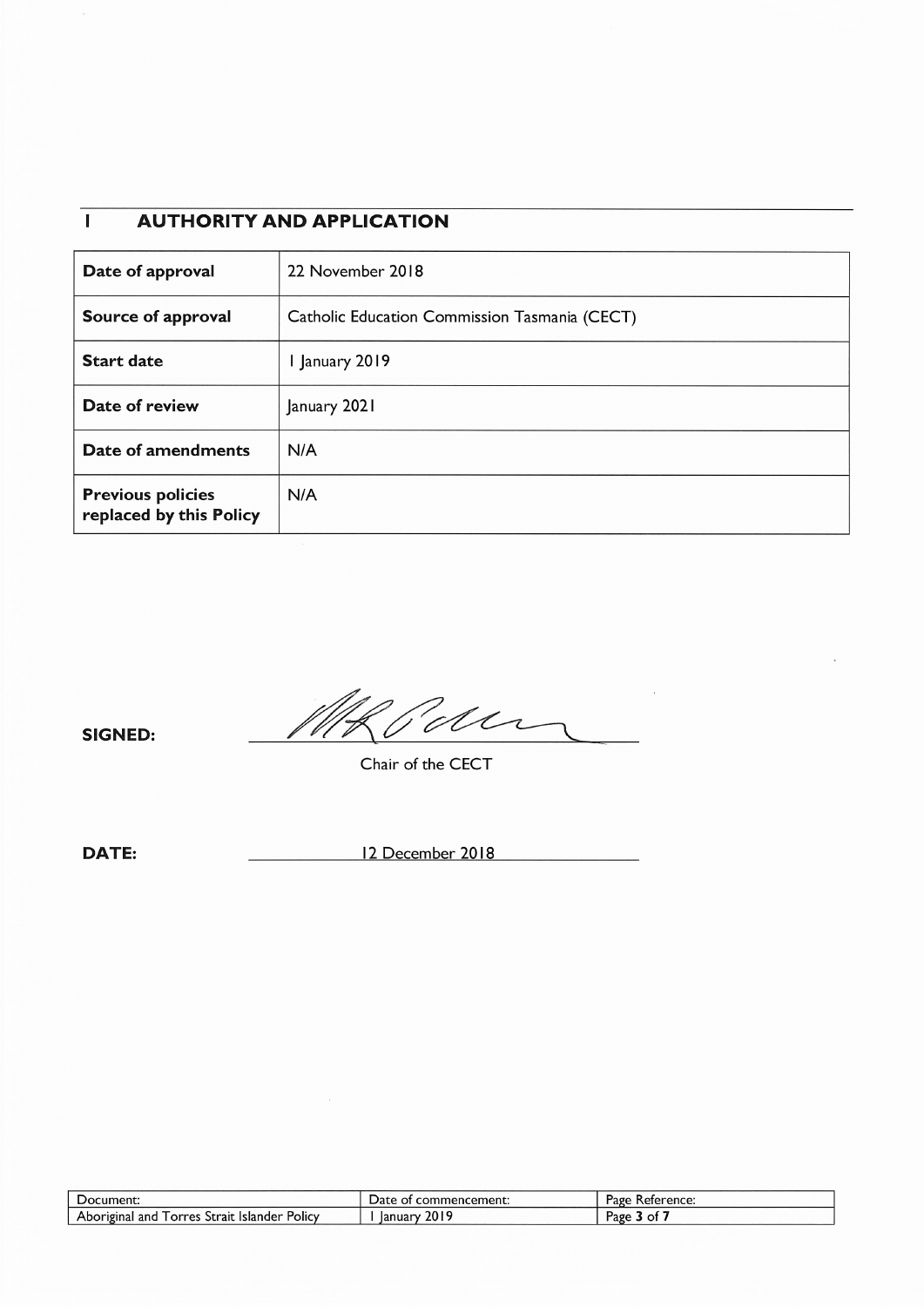## 1 AUTHORITY AND APPLICATION

| **Date of approval** | 22 November 2018 |
|---|---|
| **Source of approval** | Catholic Education Commission Tasmania (CECT) |
| **Start date** | 1 January 2019 |
| **Date of review** | January 2021 |
| **Date of amendments** | N/A |
| **Previous policies replaced by this Policy** | N/A |

**SIGNED:** ______________________

Chair of the CECT

**DATE:** 12 December 2018

| Document: | Date of commencement: | Page Reference: |
|---|---|---|
| Aboriginal and Torres Strait Islander Policy | 1 January 2019 | Page **3** of **7** |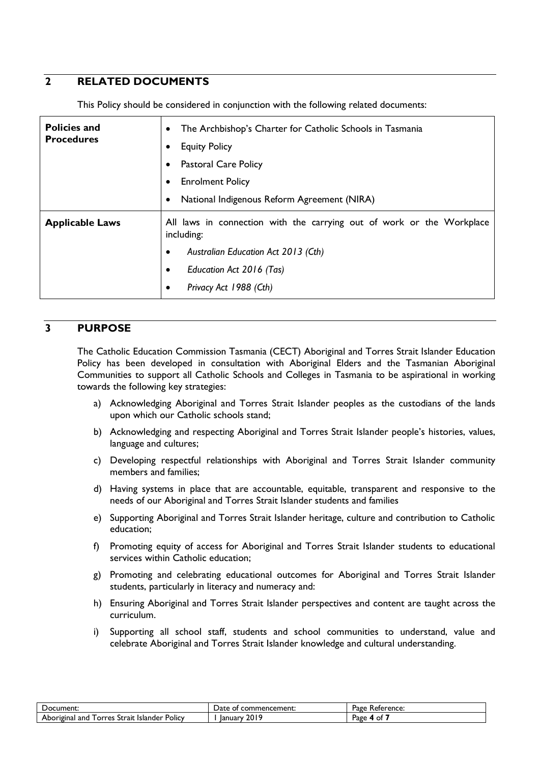## 2 RELATED DOCUMENTS

This Policy should be considered in conjunction with the following related documents:

| | |
|---|---|
| **Policies and Procedures** | • The Archbishop's Charter for Catholic Schools in Tasmania<br>• Equity Policy<br>• Pastoral Care Policy<br>• Enrolment Policy<br>• National Indigenous Reform Agreement (NIRA) |
| **Applicable Laws** | All laws in connection with the carrying out of work or the Workplace including:<br>• *Australian Education Act 2013 (Cth)*<br>• *Education Act 2016 (Tas)*<br>• *Privacy Act 1988 (Cth)* |

## 3 PURPOSE

The Catholic Education Commission Tasmania (CECT) Aboriginal and Torres Strait Islander Education Policy has been developed in consultation with Aboriginal Elders and the Tasmanian Aboriginal Communities to support all Catholic Schools and Colleges in Tasmania to be aspirational in working towards the following key strategies:

a) Acknowledging Aboriginal and Torres Strait Islander peoples as the custodians of the lands upon which our Catholic schools stand;

b) Acknowledging and respecting Aboriginal and Torres Strait Islander people's histories, values, language and cultures;

c) Developing respectful relationships with Aboriginal and Torres Strait Islander community members and families;

d) Having systems in place that are accountable, equitable, transparent and responsive to the needs of our Aboriginal and Torres Strait Islander students and families

e) Supporting Aboriginal and Torres Strait Islander heritage, culture and contribution to Catholic education;

f) Promoting equity of access for Aboriginal and Torres Strait Islander students to educational services within Catholic education;

g) Promoting and celebrating educational outcomes for Aboriginal and Torres Strait Islander students, particularly in literacy and numeracy and:

h) Ensuring Aboriginal and Torres Strait Islander perspectives and content are taught across the curriculum.

i) Supporting all school staff, students and school communities to understand, value and celebrate Aboriginal and Torres Strait Islander knowledge and cultural understanding.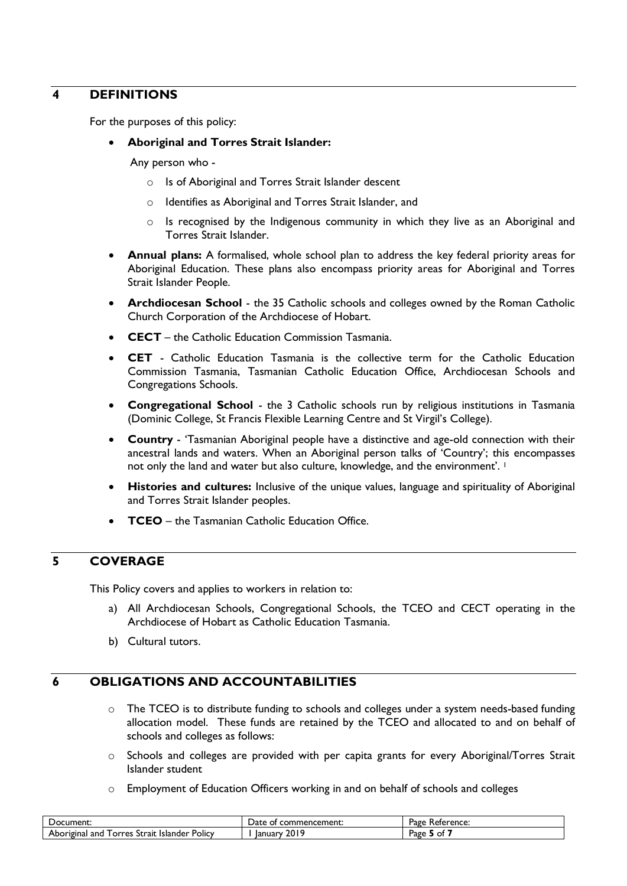## 4 DEFINITIONS

For the purposes of this policy:

- **Aboriginal and Torres Strait Islander:**

  Any person who -

  - Is of Aboriginal and Torres Strait Islander descent
  - Identifies as Aboriginal and Torres Strait Islander, and
  - Is recognised by the Indigenous community in which they live as an Aboriginal and Torres Strait Islander.

- **Annual plans:** A formalised, whole school plan to address the key federal priority areas for Aboriginal Education. These plans also encompass priority areas for Aboriginal and Torres Strait Islander People.
- **Archdiocesan School** - the 35 Catholic schools and colleges owned by the Roman Catholic Church Corporation of the Archdiocese of Hobart.
- **CECT** – the Catholic Education Commission Tasmania.
- **CET** - Catholic Education Tasmania is the collective term for the Catholic Education Commission Tasmania, Tasmanian Catholic Education Office, Archdiocesan Schools and Congregations Schools.
- **Congregational School** - the 3 Catholic schools run by religious institutions in Tasmania (Dominic College, St Francis Flexible Learning Centre and St Virgil's College).
- **Country** - 'Tasmanian Aboriginal people have a distinctive and age-old connection with their ancestral lands and waters. When an Aboriginal person talks of 'Country'; this encompasses not only the land and water but also culture, knowledge, and the environment'. [1]
- **Histories and cultures:** Inclusive of the unique values, language and spirituality of Aboriginal and Torres Strait Islander peoples.
- **TCEO** – the Tasmanian Catholic Education Office.

## 5 COVERAGE

This Policy covers and applies to workers in relation to:

a) All Archdiocesan Schools, Congregational Schools, the TCEO and CECT operating in the Archdiocese of Hobart as Catholic Education Tasmania.

b) Cultural tutors.

## 6 OBLIGATIONS AND ACCOUNTABILITIES

- The TCEO is to distribute funding to schools and colleges under a system needs-based funding allocation model. These funds are retained by the TCEO and allocated to and on behalf of schools and colleges as follows:
- Schools and colleges are provided with per capita grants for every Aboriginal/Torres Strait Islander student
- Employment of Education Officers working in and on behalf of schools and colleges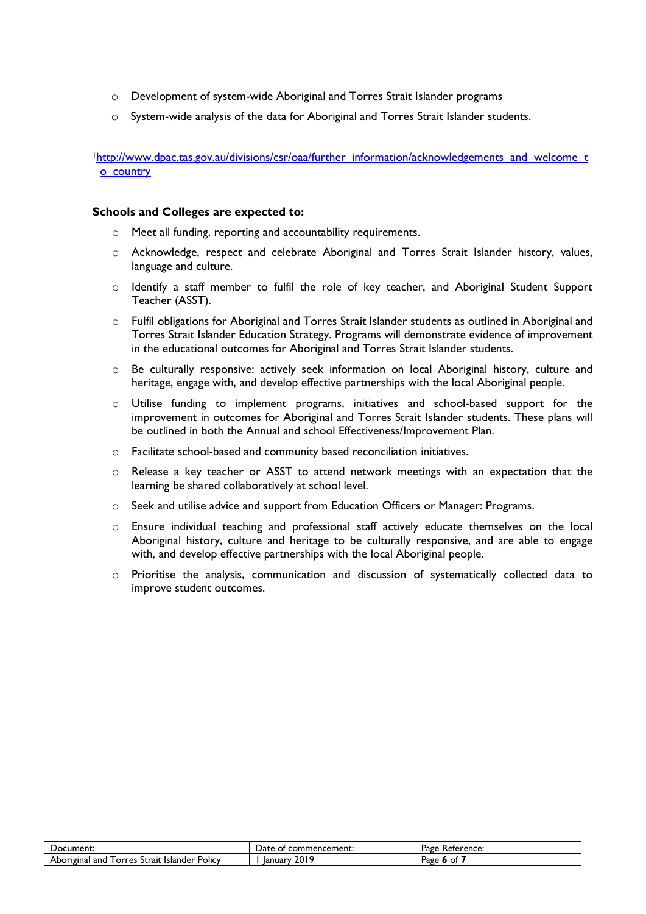- Development of system-wide Aboriginal and Torres Strait Islander programs
- System-wide analysis of the data for Aboriginal and Torres Strait Islander students.

[1] [http://www.dpac.tas.gov.au/divisions/csr/oaa/further_information/acknowledgements_and_welcome_to_country](http://www.dpac.tas.gov.au/divisions/csr/oaa/further_information/acknowledgements_and_welcome_to_country)

**Schools and Colleges are expected to:**

- Meet all funding, reporting and accountability requirements.
- Acknowledge, respect and celebrate Aboriginal and Torres Strait Islander history, values, language and culture.
- Identify a staff member to fulfil the role of key teacher, and Aboriginal Student Support Teacher (ASST).
- Fulfil obligations for Aboriginal and Torres Strait Islander students as outlined in Aboriginal and Torres Strait Islander Education Strategy. Programs will demonstrate evidence of improvement in the educational outcomes for Aboriginal and Torres Strait Islander students.
- Be culturally responsive: actively seek information on local Aboriginal history, culture and heritage, engage with, and develop effective partnerships with the local Aboriginal people.
- Utilise funding to implement programs, initiatives and school-based support for the improvement in outcomes for Aboriginal and Torres Strait Islander students. These plans will be outlined in both the Annual and school Effectiveness/Improvement Plan.
- Facilitate school-based and community based reconciliation initiatives.
- Release a key teacher or ASST to attend network meetings with an expectation that the learning be shared collaboratively at school level.
- Seek and utilise advice and support from Education Officers or Manager: Programs.
- Ensure individual teaching and professional staff actively educate themselves on the local Aboriginal history, culture and heritage to be culturally responsive, and are able to engage with, and develop effective partnerships with the local Aboriginal people.
- Prioritise the analysis, communication and discussion of systematically collected data to improve student outcomes.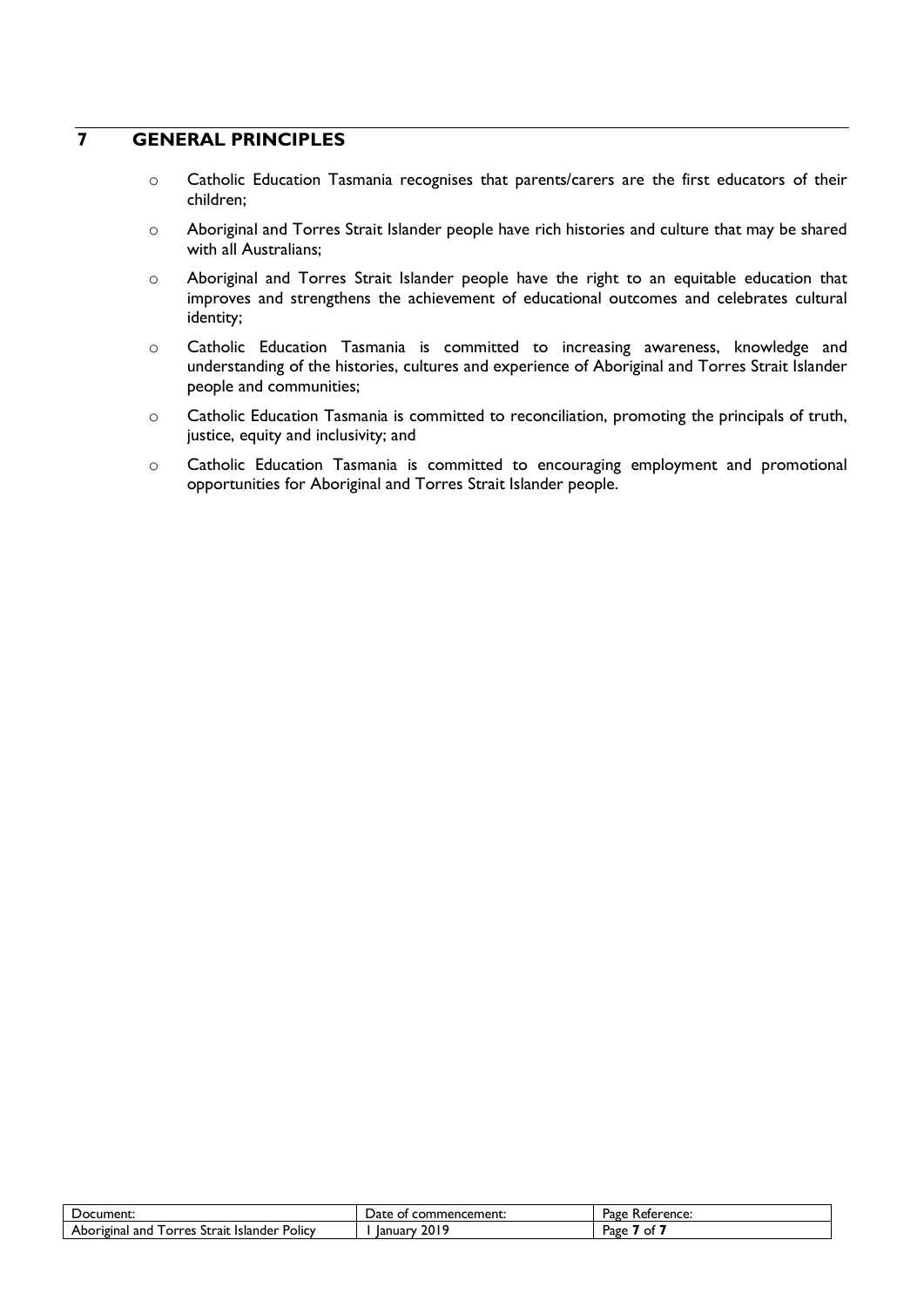## 7 GENERAL PRINCIPLES

- Catholic Education Tasmania recognises that parents/carers are the first educators of their children;
- Aboriginal and Torres Strait Islander people have rich histories and culture that may be shared with all Australians;
- Aboriginal and Torres Strait Islander people have the right to an equitable education that improves and strengthens the achievement of educational outcomes and celebrates cultural identity;
- Catholic Education Tasmania is committed to increasing awareness, knowledge and understanding of the histories, cultures and experience of Aboriginal and Torres Strait Islander people and communities;
- Catholic Education Tasmania is committed to reconciliation, promoting the principals of truth, justice, equity and inclusivity; and
- Catholic Education Tasmania is committed to encouraging employment and promotional opportunities for Aboriginal and Torres Strait Islander people.